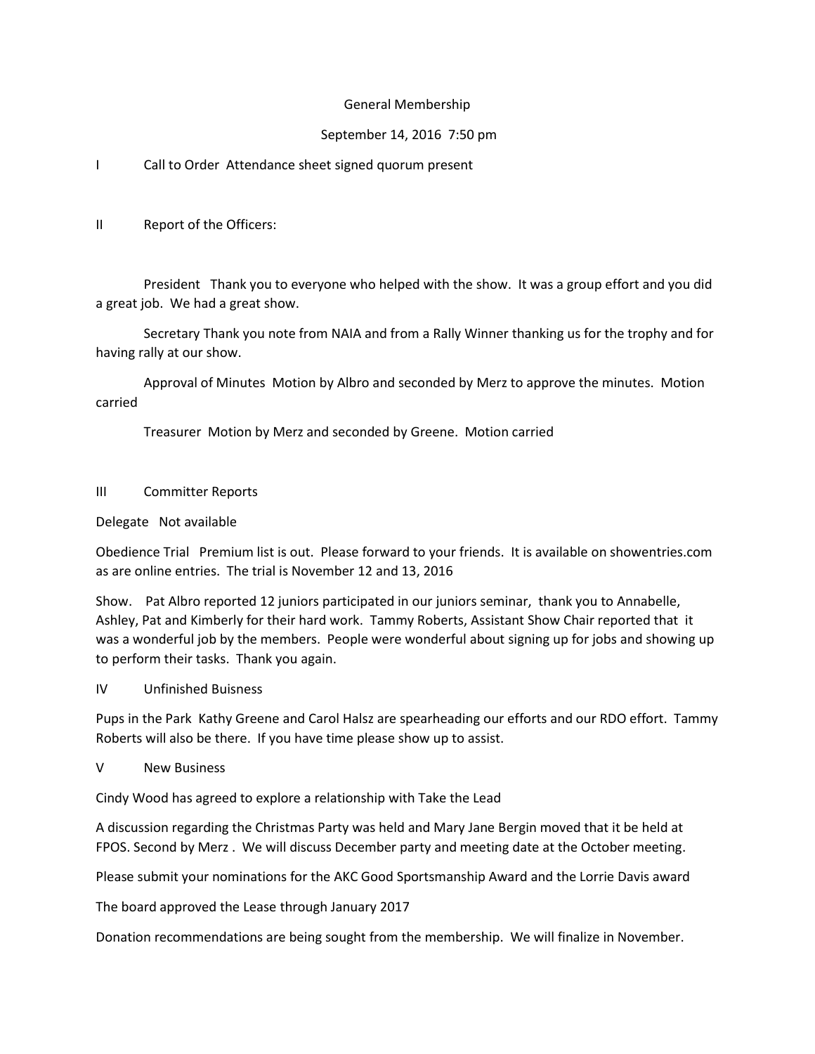# General Membership

September 14, 2016 7:50 pm

I Call to Order Attendance sheet signed quorum present

II Report of the Officers:

President Thank you to everyone who helped with the show. It was a group effort and you did a great job. We had a great show.

Secretary Thank you note from NAIA and from a Rally Winner thanking us for the trophy and for having rally at our show.

Approval of Minutes Motion by Albro and seconded by Merz to approve the minutes. Motion carried

Treasurer Motion by Merz and seconded by Greene. Motion carried

III Committer Reports

Delegate Not available

Obedience Trial Premium list is out. Please forward to your friends. It is available on showentries.com as are online entries. The trial is November 12 and 13, 2016

Show. Pat Albro reported 12 juniors participated in our juniors seminar, thank you to Annabelle, Ashley, Pat and Kimberly for their hard work. Tammy Roberts, Assistant Show Chair reported that it was a wonderful job by the members. People were wonderful about signing up for jobs and showing up to perform their tasks. Thank you again.

IV Unfinished Buisness

Pups in the Park Kathy Greene and Carol Halsz are spearheading our efforts and our RDO effort. Tammy Roberts will also be there. If you have time please show up to assist.

V New Business

Cindy Wood has agreed to explore a relationship with Take the Lead

A discussion regarding the Christmas Party was held and Mary Jane Bergin moved that it be held at FPOS. Second by Merz . We will discuss December party and meeting date at the October meeting.

Please submit your nominations for the AKC Good Sportsmanship Award and the Lorrie Davis award

The board approved the Lease through January 2017

Donation recommendations are being sought from the membership. We will finalize in November.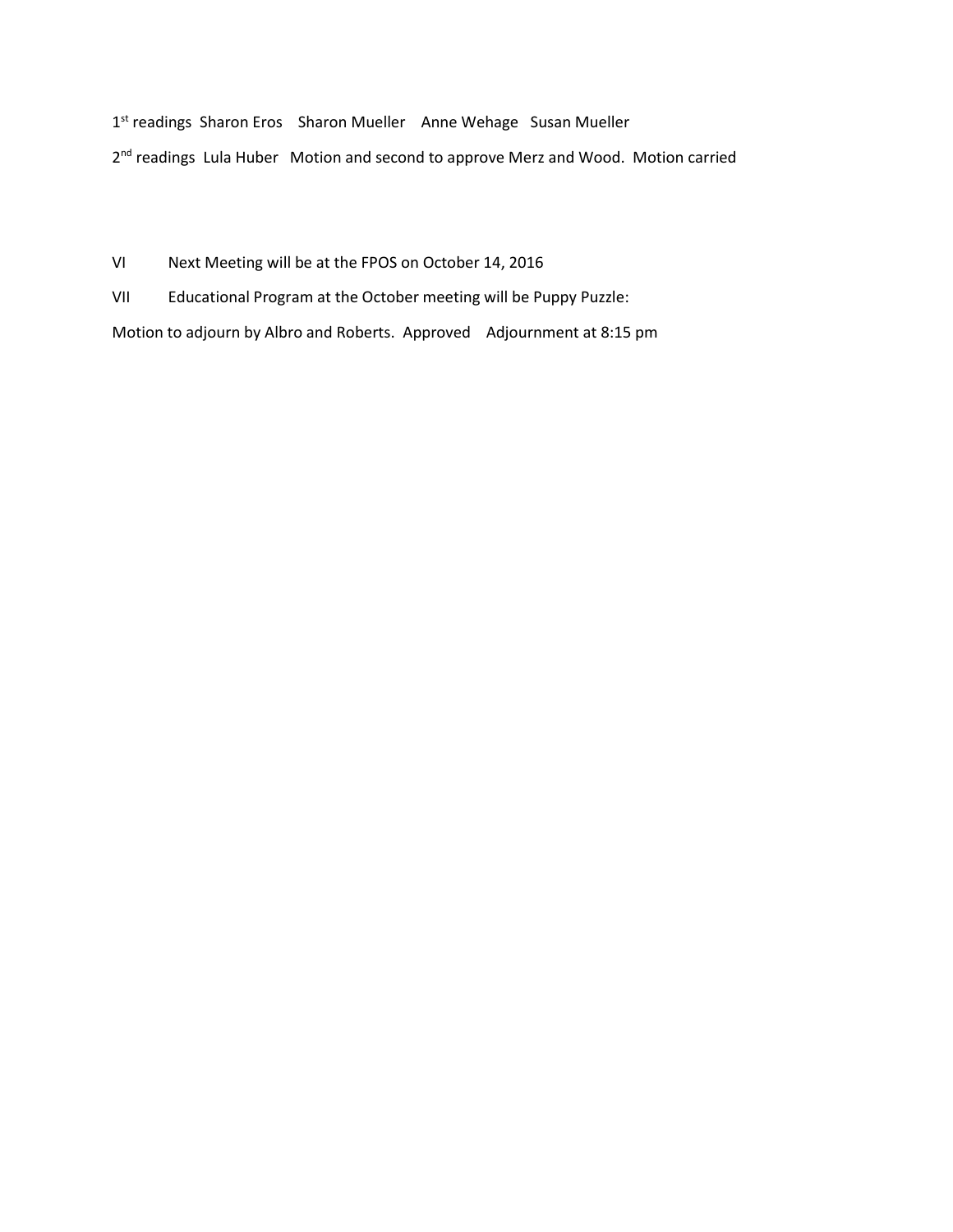1st readings  Sharon Eros    Sharon Mueller    Anne Wehage   Susan Mueller

2nd readings  Lula Huber   Motion and second to approve Merz and Wood.  Motion carried

VI    Next Meeting will be at the FPOS on October 14, 2016

VII    Educational Program at the October meeting will be Puppy Puzzle:

Motion to adjourn by Albro and Roberts.  Approved    Adjournment at 8:15 pm